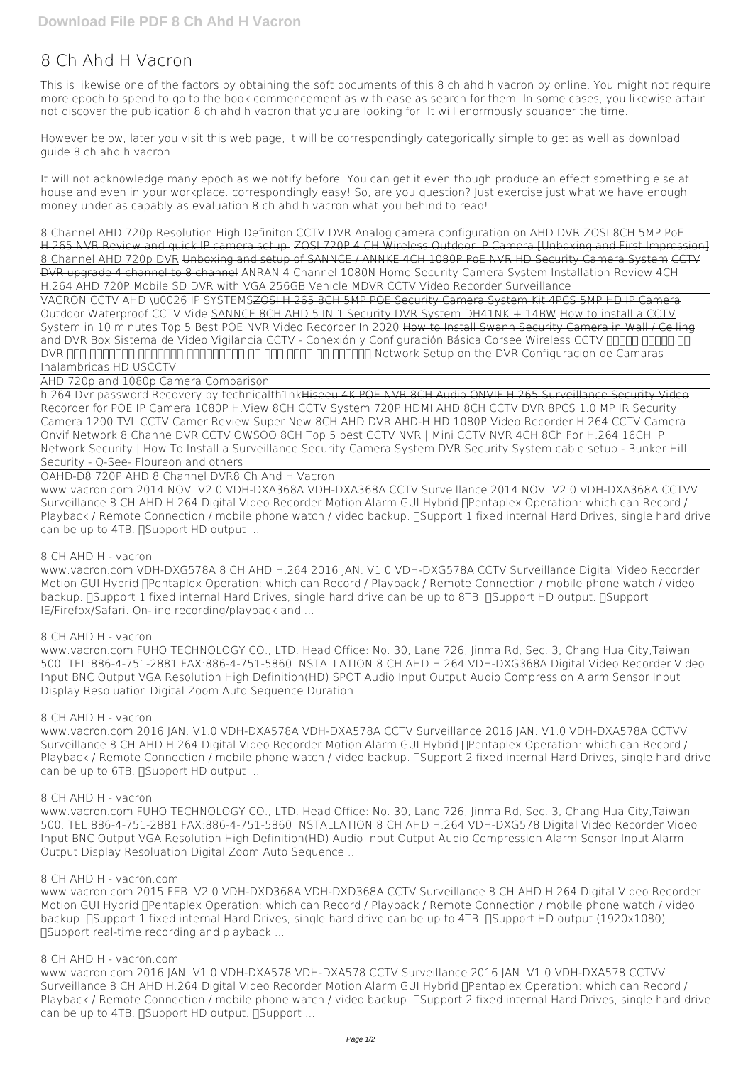# 8 Ch Ahd H Vacron

This is likewise one of the factors by obtaining the soft documents of this 8 ch ahd h vacron by online. You might not require more epoch to spend to go to the book commencement as with ease as search for them. In some cases, you likewise attain not discover the publication 8 ch ahd h vacron that you are looking for. It will enormously squander the time.

However below, later you visit this web page, it will be correspondingly categorically simple to get as well as download guide 8 ch ahd h vacron

It will not acknowledge many epoch as we notify before. You can get it even though produce an effect something else at house and even in your workplace. correspondingly easy! So, are you question? Just exercise just what we have enough money under as capably as evaluation 8 ch ahd h vacron what you behind to read!

*8 Channel AHD 720p Resolution High Definiton CCTV DVR* Analog camera configuration on AHD DVR ZOSI 8CH 5MP PoE H.265 NVR Review and quick IP camera setup. ZOSI 720P 4 CH Wireless Outdoor IP Camera [Unboxing and First Impression] 8 Channel AHD 720p DVR Unboxing and setup of SANNCE / ANNKE 4CH 1080P PoE NVR HD Security Camera System CCTV DVR upgrade 4 channel to 8 channel *ANRAN 4 Channel 1080N Home Security Camera System Installation Review 4CH H.264 AHD 720P Mobile SD DVR with VGA 256GB Vehicle MDVR CCTV Video Recorder Surveillance*

VACRON CCTV AHD \u0026 IP SYSTEMSZOSI H.265 8CH 5MP POE Security Camera System Kit 4PCS 5MP HD IP Camera Outdoor Waterproof CCTV Vide SANNCE 8CH AHD 5 IN 1 Security DVR System DH41NK + 14BW How to install a CCTV System in 10 minutes *Top 5 Best POE NVR Video Recorder In 2020* How to Install Swann Security Camera in Wall / Ceiling and DVR Box *Sistema de Vídeo Vigilancia CCTV - Conexión y Configuración Básica* Corsee Wireless CCTV *DVR Network Setup on the DVR Configuracion de Camaras Inalambricas HD USCCTV*

AHD 720p and 1080p Camera Comparison

h.264 Dvr password Recovery by technicalth1nkHiseeu 4K POE NVR 8CH Audio ONVIF H.265 Surveillance Security Video Recorder for POE IP Camera 1080P *H.View 8CH CCTV System 720P HDMI AHD 8CH CCTV DVR 8PCS 1.0 MP IR Security Camera 1200 TVL CCTV Camer Review Super New 8CH AHD DVR AHD-H HD 1080P Video Recorder H.264 CCTV Camera Onvif Network 8 Channe DVR CCTV OWSOO 8CH* **Top 5 best CCTV NVR | Mini CCTV NVR 4CH 8Ch For H.264 16CH IP Network Security |** How To Install a Surveillance Security Camera System *DVR Security System cable setup - Bunker Hill Security - Q-See- Floureon and others*

OAHD-D8 720P AHD 8 Channel DVR8 Ch Ahd H Vacron

www.vacron.com 2014 NOV. V2.0 VDH-DXA368A VDH-DXA368A CCTV Surveillance 2014 NOV. V2.0 VDH-DXA368A CCTVV Surveillance 8 CH AHD H.264 Digital Video Recorder Motion Alarm GUI Hybrid Pentaplex Operation: which can Record / Playback / Remote Connection / mobile phone watch / video backup. Support 1 fixed internal Hard Drives, single hard drive can be up to 4TB. Support HD output ...

## 8 CH AHD H - vacron

www.vacron.com VDH-DXG578A 8 CH AHD H.264 2016 JAN. V1.0 VDH-DXG578A CCTV Surveillance Digital Video Recorder Motion GUI Hybrid Pentaplex Operation: which can Record / Playback / Remote Connection / mobile phone watch / video backup. Support 1 fixed internal Hard Drives, single hard drive can be up to 8TB. Support HD output. Support IE/Firefox/Safari. On-line recording/playback and ...

## 8 CH AHD H - vacron

www.vacron.com FUHO TECHNOLOGY CO., LTD. Head Office: No. 30, Lane 726, Jinma Rd, Sec. 3, Chang Hua City,Taiwan 500. TEL:886-4-751-2881 FAX:886-4-751-5860 INSTALLATION 8 CH AHD H.264 VDH-DXG368A Digital Video Recorder Video Input BNC Output VGA Resolution High Definition(HD) SPOT Audio Input Output Audio Compression Alarm Sensor Input Display Resoluation Digital Zoom Auto Sequence Duration ...

## 8 CH AHD H - vacron

www.vacron.com 2016 JAN. V1.0 VDH-DXA578A VDH-DXA578A CCTV Surveillance 2016 JAN. V1.0 VDH-DXA578A CCTVV Surveillance 8 CH AHD H.264 Digital Video Recorder Motion Alarm GUI Hybrid Pentaplex Operation: which can Record / Playback / Remote Connection / mobile phone watch / video backup. Support 2 fixed internal Hard Drives, single hard drive can be up to 6TB. Support HD output ...

## 8 CH AHD H - vacron

www.vacron.com FUHO TECHNOLOGY CO., LTD. Head Office: No. 30, Lane 726, Jinma Rd, Sec. 3, Chang Hua City,Taiwan 500. TEL:886-4-751-2881 FAX:886-4-751-5860 INSTALLATION 8 CH AHD H.264 VDH-DXG578 Digital Video Recorder Video Input BNC Output VGA Resolution High Definition(HD) Audio Input Output Audio Compression Alarm Sensor Input Alarm Output Display Resoluation Digital Zoom Auto Sequence ...

## 8 CH AHD H - vacron.com

www.vacron.com 2015 FEB. V2.0 VDH-DXD368A VDH-DXD368A CCTV Surveillance 8 CH AHD H.264 Digital Video Recorder Motion GUI Hybrid Pentaplex Operation: which can Record / Playback / Remote Connection / mobile phone watch / video backup. Support 1 fixed internal Hard Drives, single hard drive can be up to 4TB. Support HD output (1920x1080). Support real-time recording and playback ...

## 8 CH AHD H - vacron.com

www.vacron.com 2016 JAN. V1.0 VDH-DXA578 VDH-DXA578 CCTV Surveillance 2016 JAN. V1.0 VDH-DXA578 CCTVV Surveillance 8 CH AHD H.264 Digital Video Recorder Motion Alarm GUI Hybrid Pentaplex Operation: which can Record / Playback / Remote Connection / mobile phone watch / video backup. Support 2 fixed internal Hard Drives, single hard drive can be up to 4TB. Support HD output. Support ...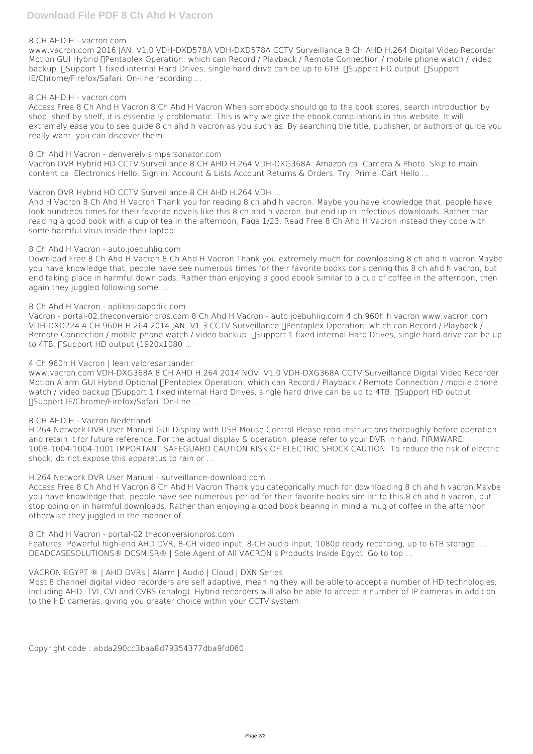8 CH AHD H - vacron.com

www.vacron.com 2016 JAN. V1.0 VDH-DXD578A VDH-DXD578A CCTV Surveillance 8 CH AHD H.264 Digital Video Recorder Motion GUI Hybrid Pentaplex Operation: which can Record / Playback / Remote Connection / mobile phone watch / video backup. Support 1 fixed internal Hard Drives, single hard drive can be up to 6TB. Support HD output. Support IE/Chrome/Firefox/Safari. On-line recording ...

8 CH AHD H - vacron.com

Access Free 8 Ch Ahd H Vacron 8 Ch Ahd H Vacron When somebody should go to the book stores, search introduction by shop, shelf by shelf, it is essentially problematic. This is why we give the ebook compilations in this website. It will extremely ease you to see guide 8 ch ahd h vacron as you such as. By searching the title, publisher, or authors of guide you really want, you can discover them ...

8 Ch Ahd H Vacron - denverelvisimpersonator.com

Vacron DVR Hybrid HD CCTV Surveillance 8 CH AHD H.264 VDH-DXG368A: Amazon.ca: Camera & Photo. Skip to main content.ca. Electronics Hello, Sign in. Account & Lists Account Returns & Orders. Try. Prime. Cart Hello ...

Vacron DVR Hybrid HD CCTV Surveillance 8 CH AHD H.264 VDH ...

Ahd H Vacron 8 Ch Ahd H Vacron Thank you for reading 8 ch ahd h vacron. Maybe you have knowledge that, people have look hundreds times for their favorite novels like this 8 ch ahd h vacron, but end up in infectious downloads. Rather than reading a good book with a cup of tea in the afternoon, Page 1/23. Read Free 8 Ch Ahd H Vacron instead they cope with some harmful virus inside their laptop ...

8 Ch Ahd H Vacron - auto.joebuhlig.com

Download Free 8 Ch Ahd H Vacron 8 Ch Ahd H Vacron Thank you extremely much for downloading 8 ch ahd h vacron.Maybe you have knowledge that, people have see numerous times for their favorite books considering this 8 ch ahd h vacron, but end taking place in harmful downloads. Rather than enjoying a good ebook similar to a cup of coffee in the afternoon, then again they juggled following some ...

8 Ch Ahd H Vacron - aplikasidapodik.com

Vacron - portal-02.theconversionpros.com 8 Ch Ahd H Vacron - auto.joebuhlig.com 4 ch 960h h vacron www.vacron.com VDH-DXD224 4 CH 960H H.264 2014 JAN. V1.3 CCTV Surveillance Pentaplex Operation: which can Record / Playback / Remote Connection / mobile phone watch / video backup. Support 1 fixed internal Hard Drives, single hard drive can be up to 4TB. Support HD output (1920x1080 ...

4 Ch 960h H Vacron | lean.valoresantander

www.vacron.com VDH-DXG368A 8 CH AHD H.264 2014 NOV. V1.0 VDH-DXG368A CCTV Surveillance Digital Video Recorder Motion Alarm GUI Hybrid Optional Pentaplex Operation: which can Record / Playback / Remote Connection / mobile phone watch / video backup Support 1 fixed internal Hard Drives, single hard drive can be up to 4TB. Support HD output Support IE/Chrome/Firefox/Safari. On-line ...

8 CH AHD H - Vacron Nederland

H.264 Network DVR User Manual GUI Display with USB Mouse Control Please read instructions thoroughly before operation and retain it for future reference. For the actual display & operation, please refer to your DVR in hand. FIRMWARE: 1008-1004-1004-1001 IMPORTANT SAFEGUARD CAUTION RISK OF ELECTRIC SHOCK CAUTION: To reduce the risk of electric shock, do not expose this apparatus to rain or ...

H.264 Network DVR User Manual - surveillance-download.com

Access Free 8 Ch Ahd H Vacron 8 Ch Ahd H Vacron Thank you categorically much for downloading 8 ch ahd h vacron.Maybe you have knowledge that, people have see numerous period for their favorite books similar to this 8 ch ahd h vacron, but stop going on in harmful downloads. Rather than enjoying a good book bearing in mind a mug of coffee in the afternoon, otherwise they juggled in the manner of ...

8 Ch Ahd H Vacron - portal-02.theconversionpros.com

Features: Powerful high-end AHD DVR, 8-CH video input, 8-CH audio input, 1080p ready recording, up to 6TB storage, ... DEADCASESOLUTIONS® DCSMISR® | Sole Agent of All VACRON's Products Inside Egypt. Go to top ...

VACRON EGYPT ® | AHD DVRs | Alarm | Audio | Cloud | DXN Series

Most 8 channel digital video recorders are self adaptive, meaning they will be able to accept a number of HD technologies, including AHD, TVI, CVI and CVBS (analog). Hybrid recorders will also be able to accept a number of IP cameras in addition to the HD cameras, giving you greater choice within your CCTV system.

Copyright code : abda290cc3baa8d79354377dba9fd060